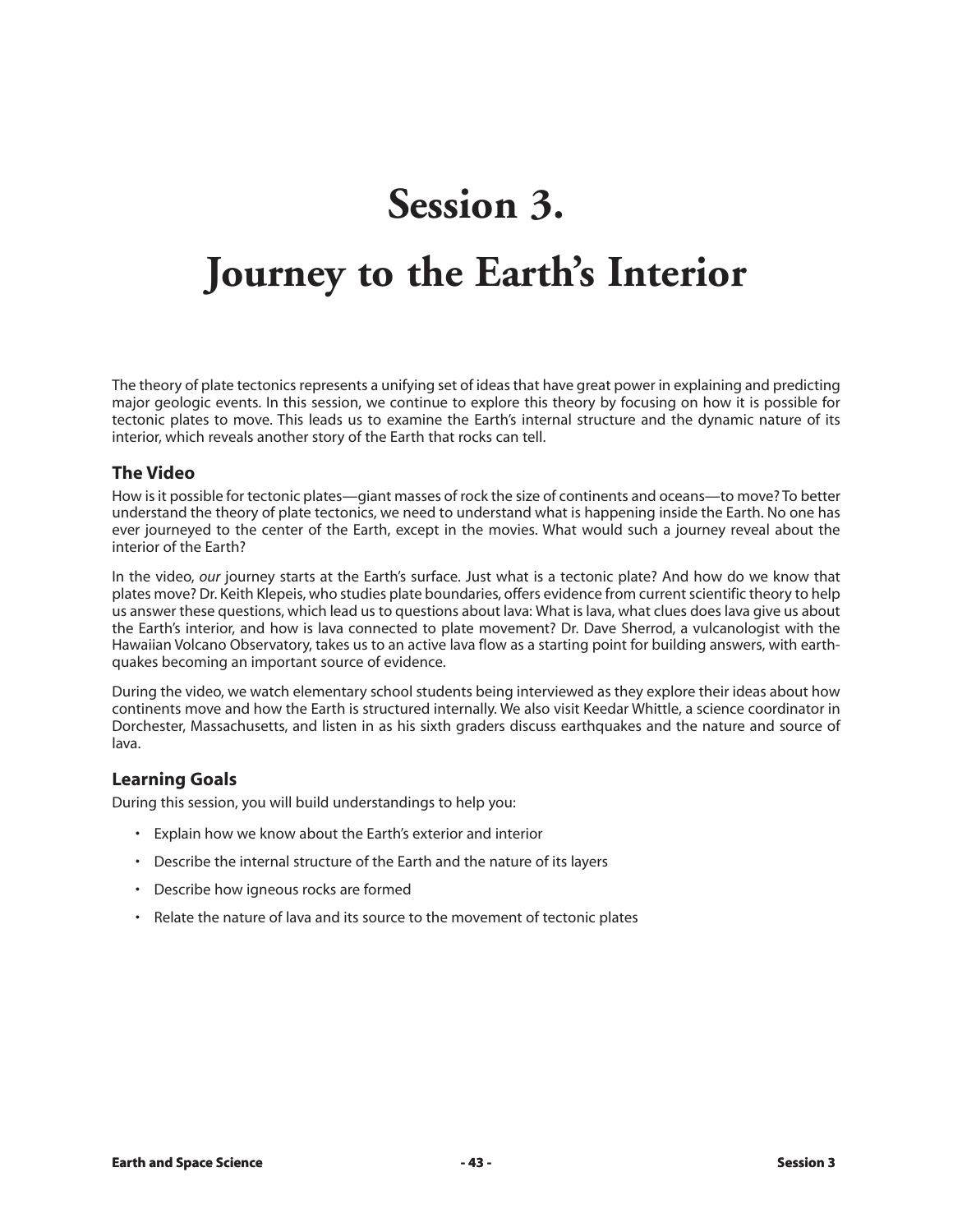# Session 3.

# Journey to the Earth's Interior

The theory of plate tectonics represents a unifying set of ideas that have great power in explaining and predicting major geologic events. In this session, we continue to explore this theory by focusing on how it is possible for tectonic plates to move. This leads us to examine the Earth's internal structure and the dynamic nature of its interior, which reveals another story of the Earth that rocks can tell.

## The Video

How is it possible for tectonic plates—giant masses of rock the size of continents and oceans—to move? To better understand the theory of plate tectonics, we need to understand what is happening inside the Earth. No one has ever journeyed to the center of the Earth, except in the movies. What would such a journey reveal about the interior of the Earth?

In the video, *our* journey starts at the Earth's surface. Just what is a tectonic plate? And how do we know that plates move? Dr. Keith Klepeis, who studies plate boundaries, offers evidence from current scientific theory to help us answer these questions, which lead us to questions about lava: What is lava, what clues does lava give us about the Earth's interior, and how is lava connected to plate movement? Dr. Dave Sherrod, a vulcanologist with the Hawaiian Volcano Observatory, takes us to an active lava flow as a starting point for building answers, with earthquakes becoming an important source of evidence.

During the video, we watch elementary school students being interviewed as they explore their ideas about how continents move and how the Earth is structured internally. We also visit Keedar Whittle, a science coordinator in Dorchester, Massachusetts, and listen in as his sixth graders discuss earthquakes and the nature and source of lava.

## Learning Goals

During this session, you will build understandings to help you:

- Explain how we know about the Earth's exterior and interior
- Describe the internal structure of the Earth and the nature of its layers
- Describe how igneous rocks are formed
- Relate the nature of lava and its source to the movement of tectonic plates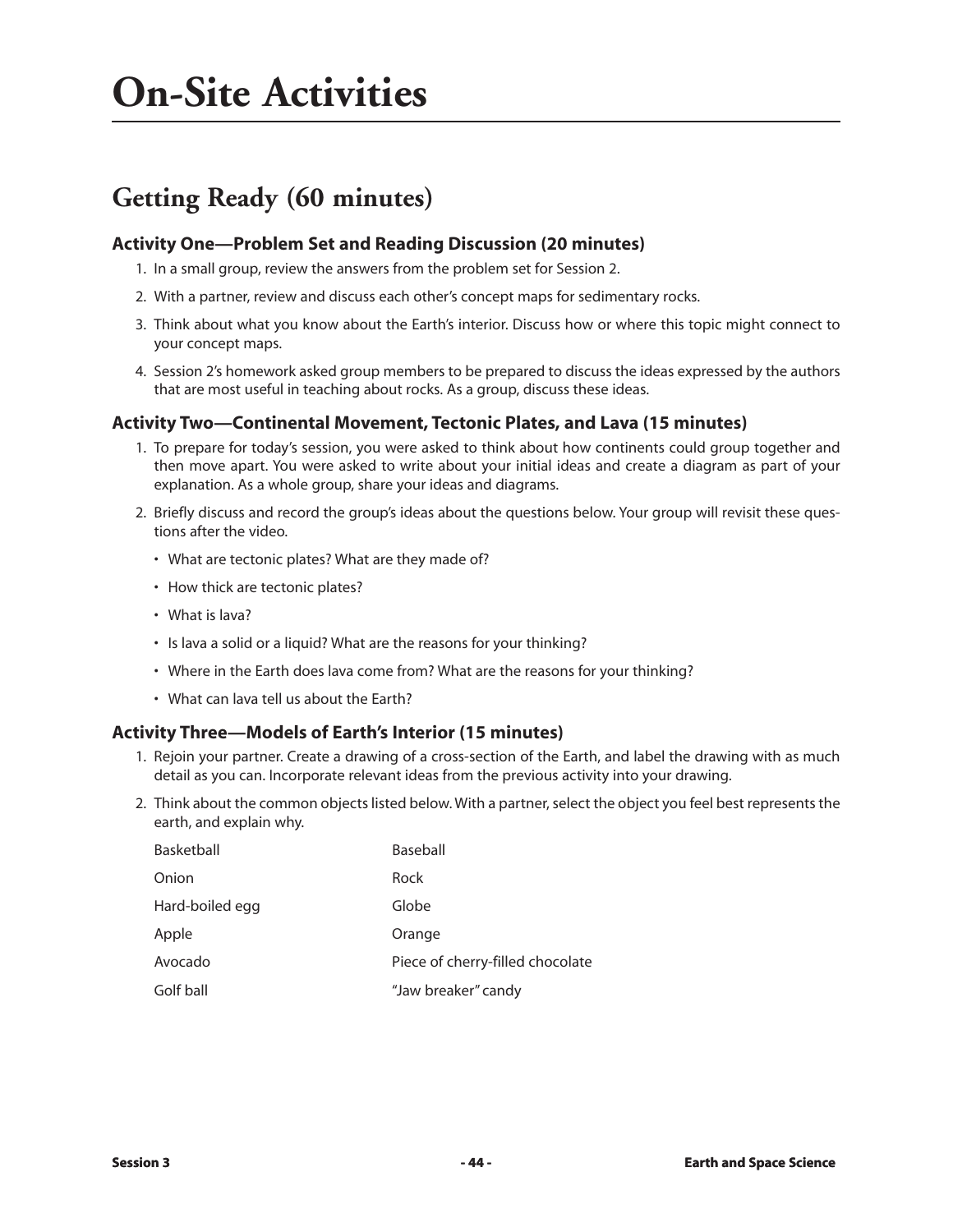# On-Site Activities

## Getting Ready (60 minutes)

### Activity One—Problem Set and Reading Discussion (20 minutes)

1. In a small group, review the answers from the problem set for Session 2.
2. With a partner, review and discuss each other's concept maps for sedimentary rocks.
3. Think about what you know about the Earth's interior. Discuss how or where this topic might connect to your concept maps.
4. Session 2's homework asked group members to be prepared to discuss the ideas expressed by the authors that are most useful in teaching about rocks. As a group, discuss these ideas.

### Activity Two—Continental Movement, Tectonic Plates, and Lava (15 minutes)

1. To prepare for today's session, you were asked to think about how continents could group together and then move apart. You were asked to write about your initial ideas and create a diagram as part of your explanation. As a whole group, share your ideas and diagrams.
2. Briefly discuss and record the group's ideas about the questions below. Your group will revisit these questions after the video.
   - What are tectonic plates? What are they made of?
   - How thick are tectonic plates?
   - What is lava?
   - Is lava a solid or a liquid? What are the reasons for your thinking?
   - Where in the Earth does lava come from? What are the reasons for your thinking?
   - What can lava tell us about the Earth?

### Activity Three—Models of Earth's Interior (15 minutes)

1. Rejoin your partner. Create a drawing of a cross-section of the Earth, and label the drawing with as much detail as you can. Incorporate relevant ideas from the previous activity into your drawing.
2. Think about the common objects listed below. With a partner, select the object you feel best represents the earth, and explain why.

| | |
|---|---|
| Basketball | Baseball |
| Onion | Rock |
| Hard-boiled egg | Globe |
| Apple | Orange |
| Avocado | Piece of cherry-filled chocolate |
| Golf ball | "Jaw breaker" candy |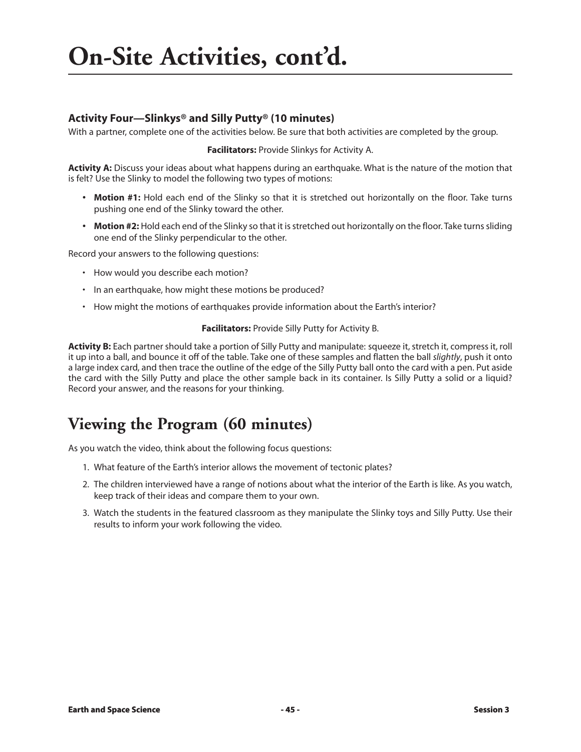# On-Site Activities, cont'd.

### Activity Four—Slinkys® and Silly Putty® (10 minutes)

With a partner, complete one of the activities below. Be sure that both activities are completed by the group.

**Facilitators:** Provide Slinkys for Activity A.

**Activity A:** Discuss your ideas about what happens during an earthquake. What is the nature of the motion that is felt? Use the Slinky to model the following two types of motions:

- **Motion #1:** Hold each end of the Slinky so that it is stretched out horizontally on the floor. Take turns pushing one end of the Slinky toward the other.
- **Motion #2:** Hold each end of the Slinky so that it is stretched out horizontally on the floor. Take turns sliding one end of the Slinky perpendicular to the other.

Record your answers to the following questions:

- How would you describe each motion?
- In an earthquake, how might these motions be produced?
- How might the motions of earthquakes provide information about the Earth's interior?

**Facilitators:** Provide Silly Putty for Activity B.

**Activity B:** Each partner should take a portion of Silly Putty and manipulate: squeeze it, stretch it, compress it, roll it up into a ball, and bounce it off of the table. Take one of these samples and flatten the ball *slightly*, push it onto a large index card, and then trace the outline of the edge of the Silly Putty ball onto the card with a pen. Put aside the card with the Silly Putty and place the other sample back in its container. Is Silly Putty a solid or a liquid? Record your answer, and the reasons for your thinking.

## Viewing the Program (60 minutes)

As you watch the video, think about the following focus questions:

1. What feature of the Earth's interior allows the movement of tectonic plates?
2. The children interviewed have a range of notions about what the interior of the Earth is like. As you watch, keep track of their ideas and compare them to your own.
3. Watch the students in the featured classroom as they manipulate the Slinky toys and Silly Putty. Use their results to inform your work following the video.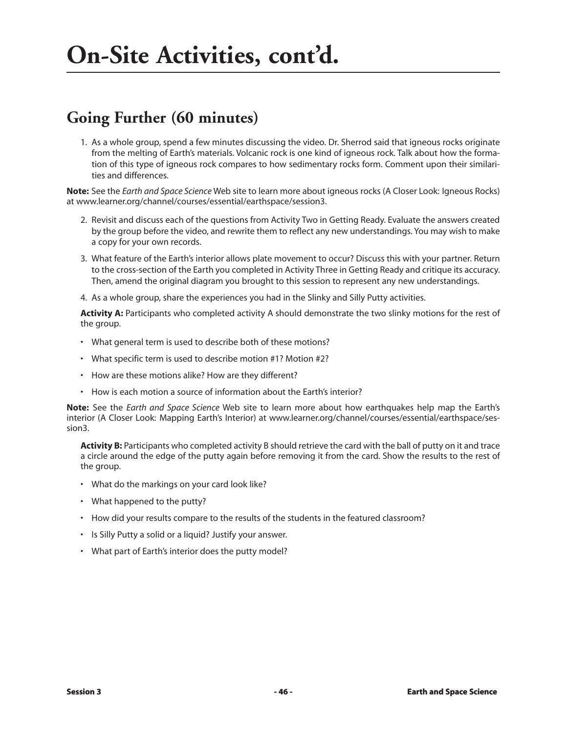# On-Site Activities, cont'd.

## Going Further (60 minutes)

1. As a whole group, spend a few minutes discussing the video. Dr. Sherrod said that igneous rocks originate from the melting of Earth's materials. Volcanic rock is one kind of igneous rock. Talk about how the formation of this type of igneous rock compares to how sedimentary rocks form. Comment upon their similarities and differences.

**Note:** See the *Earth and Space Science* Web site to learn more about igneous rocks (A Closer Look: Igneous Rocks) at www.learner.org/channel/courses/essential/earthspace/session3.

2. Revisit and discuss each of the questions from Activity Two in Getting Ready. Evaluate the answers created by the group before the video, and rewrite them to reflect any new understandings. You may wish to make a copy for your own records.
3. What feature of the Earth's interior allows plate movement to occur? Discuss this with your partner. Return to the cross-section of the Earth you completed in Activity Three in Getting Ready and critique its accuracy. Then, amend the original diagram you brought to this session to represent any new understandings.
4. As a whole group, share the experiences you had in the Slinky and Silly Putty activities.

   **Activity A:** Participants who completed activity A should demonstrate the two slinky motions for the rest of the group.

   - What general term is used to describe both of these motions?
   - What specific term is used to describe motion #1? Motion #2?
   - How are these motions alike? How are they different?
   - How is each motion a source of information about the Earth's interior?

**Note:** See the *Earth and Space Science* Web site to learn more about how earthquakes help map the Earth's interior (A Closer Look: Mapping Earth's Interior) at www.learner.org/channel/courses/essential/earthspace/session3.

   **Activity B:** Participants who completed activity B should retrieve the card with the ball of putty on it and trace a circle around the edge of the putty again before removing it from the card. Show the results to the rest of the group.

   - What do the markings on your card look like?
   - What happened to the putty?
   - How did your results compare to the results of the students in the featured classroom?
   - Is Silly Putty a solid or a liquid? Justify your answer.
   - What part of Earth's interior does the putty model?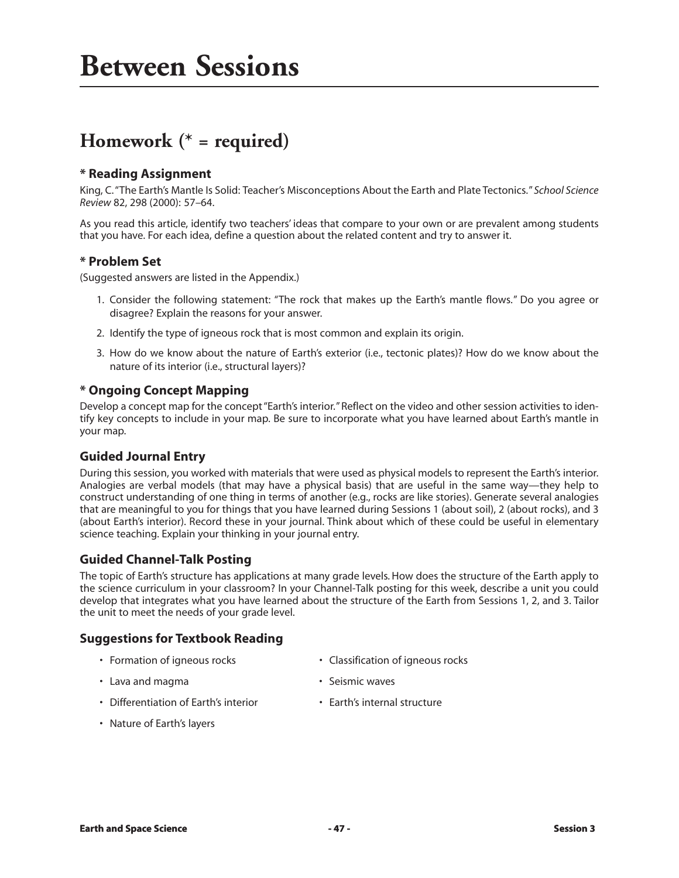# Between Sessions

## Homework (* = required)

### * Reading Assignment

King, C. "The Earth's Mantle Is Solid: Teacher's Misconceptions About the Earth and Plate Tectonics." *School Science Review* 82, 298 (2000): 57–64.

As you read this article, identify two teachers' ideas that compare to your own or are prevalent among students that you have. For each idea, define a question about the related content and try to answer it.

### * Problem Set

(Suggested answers are listed in the Appendix.)

1. Consider the following statement: "The rock that makes up the Earth's mantle flows." Do you agree or disagree? Explain the reasons for your answer.
2. Identify the type of igneous rock that is most common and explain its origin.
3. How do we know about the nature of Earth's exterior (i.e., tectonic plates)? How do we know about the nature of its interior (i.e., structural layers)?

### * Ongoing Concept Mapping

Develop a concept map for the concept "Earth's interior." Reflect on the video and other session activities to identify key concepts to include in your map. Be sure to incorporate what you have learned about Earth's mantle in your map.

### Guided Journal Entry

During this session, you worked with materials that were used as physical models to represent the Earth's interior. Analogies are verbal models (that may have a physical basis) that are useful in the same way—they help to construct understanding of one thing in terms of another (e.g., rocks are like stories). Generate several analogies that are meaningful to you for things that you have learned during Sessions 1 (about soil), 2 (about rocks), and 3 (about Earth's interior). Record these in your journal. Think about which of these could be useful in elementary science teaching. Explain your thinking in your journal entry.

### Guided Channel-Talk Posting

The topic of Earth's structure has applications at many grade levels. How does the structure of the Earth apply to the science curriculum in your classroom? In your Channel-Talk posting for this week, describe a unit you could develop that integrates what you have learned about the structure of the Earth from Sessions 1, 2, and 3. Tailor the unit to meet the needs of your grade level.

### Suggestions for Textbook Reading

- Formation of igneous rocks
- Lava and magma
- Differentiation of Earth's interior
- Nature of Earth's layers
- Classification of igneous rocks
- Seismic waves
- Earth's internal structure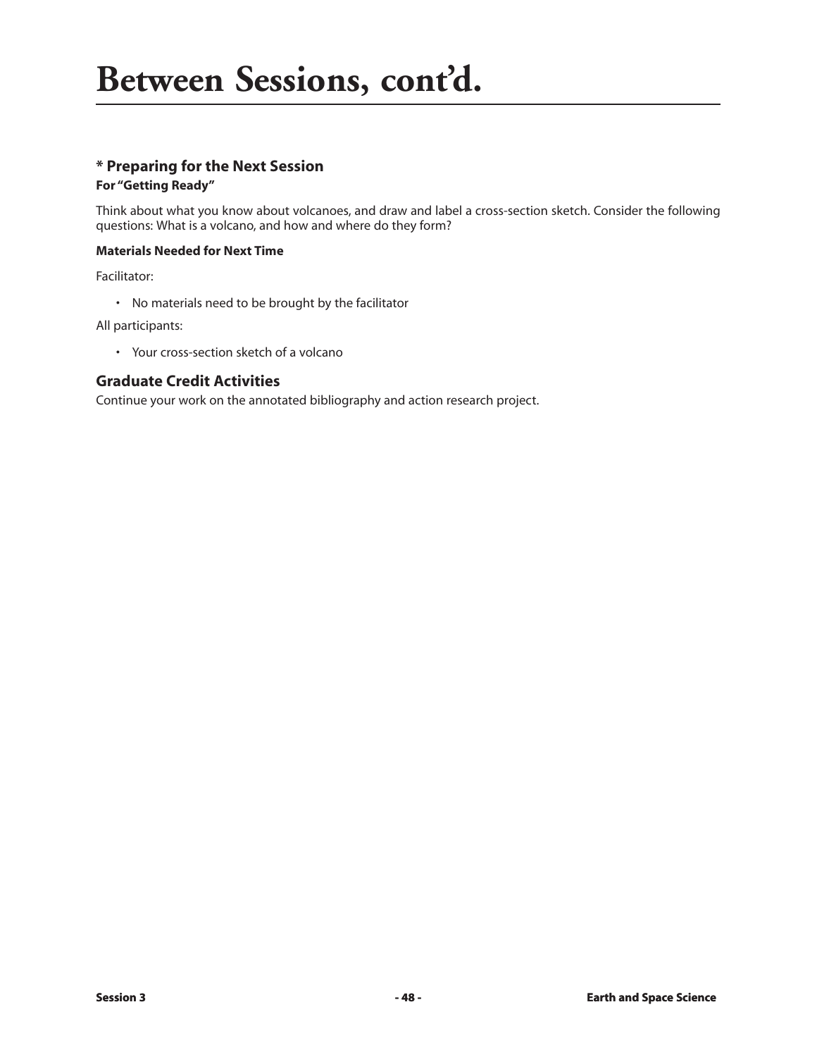# Between Sessions, cont'd.

### * Preparing for the Next Session

**For "Getting Ready"**

Think about what you know about volcanoes, and draw and label a cross-section sketch. Consider the following questions: What is a volcano, and how and where do they form?

**Materials Needed for Next Time**

Facilitator:

- No materials need to be brought by the facilitator

All participants:

- Your cross-section sketch of a volcano

### Graduate Credit Activities

Continue your work on the annotated bibliography and action research project.